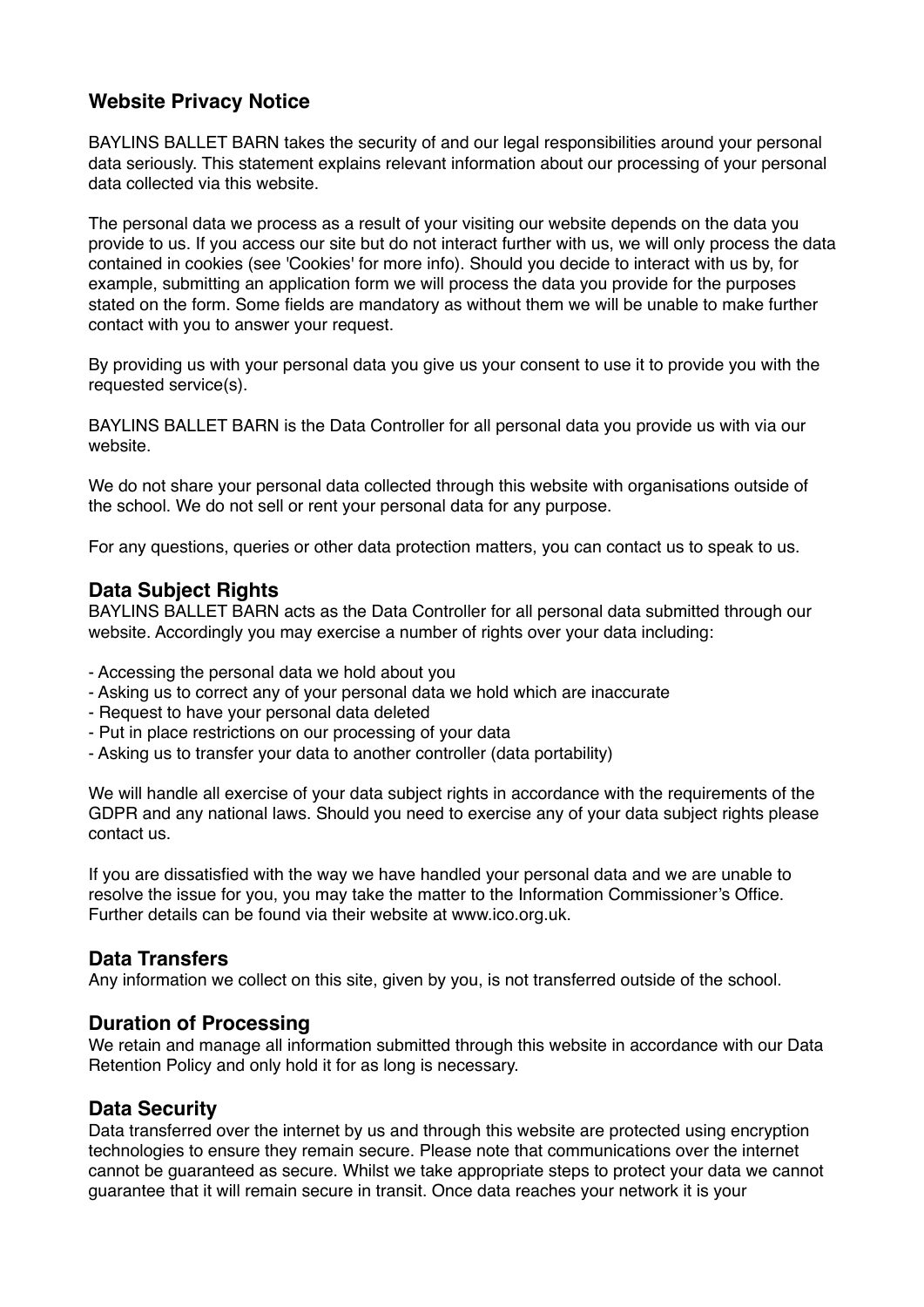## Website Privacy Notice

BAYLINS BALLET BARN takes the security of and our legal responsibilities around your personal data seriously. This statement explains relevant information about our processing of your personal data collected via this website.

The personal data we process as a result of your visiting our website depends on the data you provide to us. If you access our site but do not interact further with us, we will only process the data contained in cookies (see 'Cookies' for more info). Should you decide to interact with us by, for example, submitting an application form we will process the data you provide for the purposes stated on the form. Some fields are mandatory as without them we will be unable to make further contact with you to answer your request.

By providing us with your personal data you give us your consent to use it to provide you with the requested service(s).

BAYLINS BALLET BARN is the Data Controller for all personal data you provide us with via our website.

We do not share your personal data collected through this website with organisations outside of the school. We do not sell or rent your personal data for any purpose.

For any questions, queries or other data protection matters, you can contact us to speak to us.

## Data Subject Rights

BAYLINS BALLET BARN acts as the Data Controller for all personal data submitted through our website. Accordingly you may exercise a number of rights over your data including:

- Accessing the personal data we hold about you
- Asking us to correct any of your personal data we hold which are inaccurate
- Request to have your personal data deleted
- Put in place restrictions on our processing of your data
- Asking us to transfer your data to another controller (data portability)

We will handle all exercise of your data subject rights in accordance with the requirements of the GDPR and any national laws. Should you need to exercise any of your data subject rights please contact us.

If you are dissatisfied with the way we have handled your personal data and we are unable to resolve the issue for you, you may take the matter to the Information Commissioner's Office. Further details can be found via their website at www.ico.org.uk.

## Data Transfers

Any information we collect on this site, given by you, is not transferred outside of the school.

## Duration of Processing

We retain and manage all information submitted through this website in accordance with our Data Retention Policy and only hold it for as long is necessary.

## Data Security

Data transferred over the internet by us and through this website are protected using encryption technologies to ensure they remain secure. Please note that communications over the internet cannot be guaranteed as secure. Whilst we take appropriate steps to protect your data we cannot guarantee that it will remain secure in transit. Once data reaches your network it is your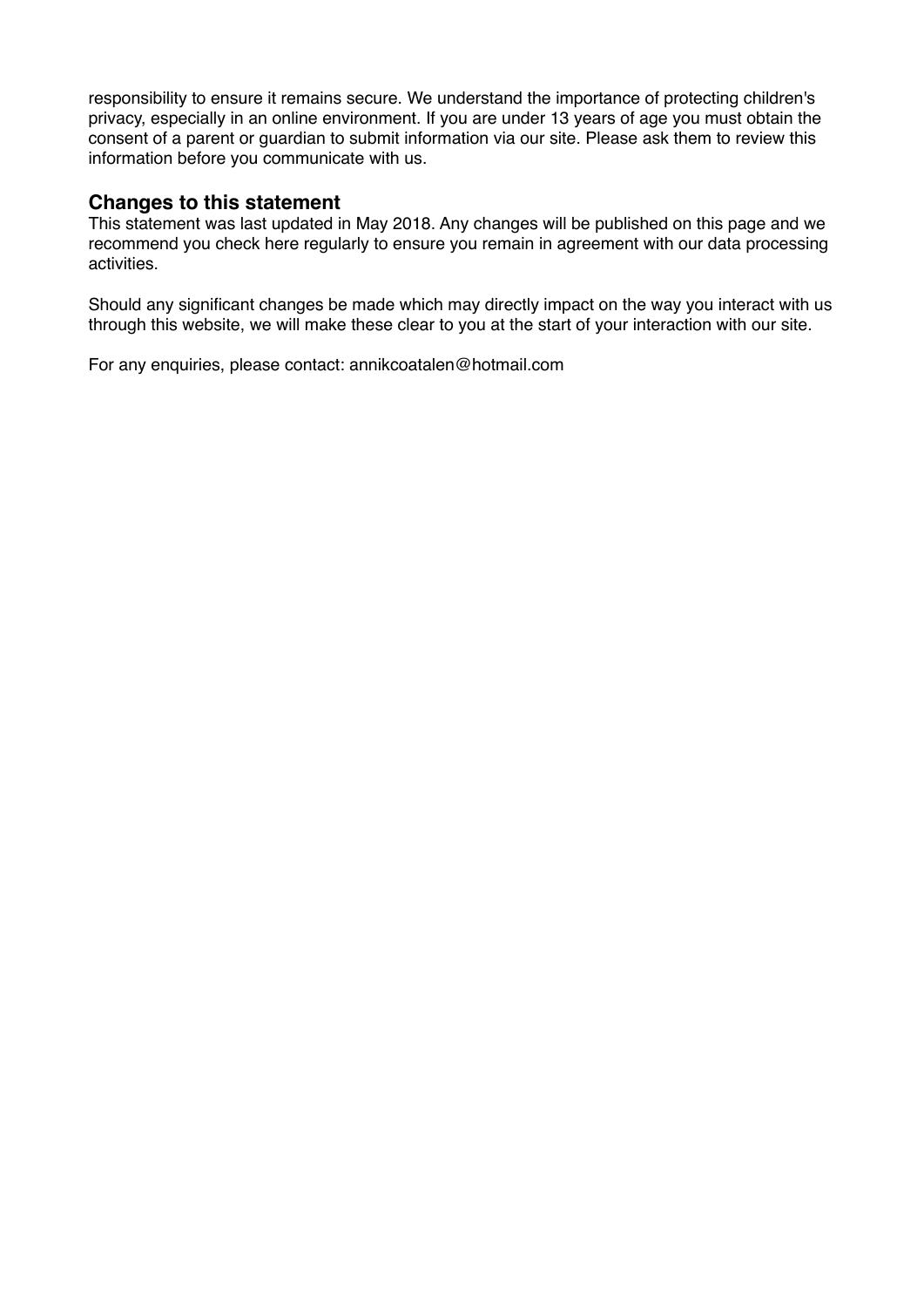responsibility to ensure it remains secure. We understand the importance of protecting children's privacy, especially in an online environment. If you are under 13 years of age you must obtain the consent of a parent or guardian to submit information via our site. Please ask them to review this information before you communicate with us.

## Changes to this statement

This statement was last updated in May 2018. Any changes will be published on this page and we recommend you check here regularly to ensure you remain in agreement with our data processing activities.

Should any significant changes be made which may directly impact on the way you interact with us through this website, we will make these clear to you at the start of your interaction with our site.

For any enquiries, please contact: annikcoatalen@hotmail.com